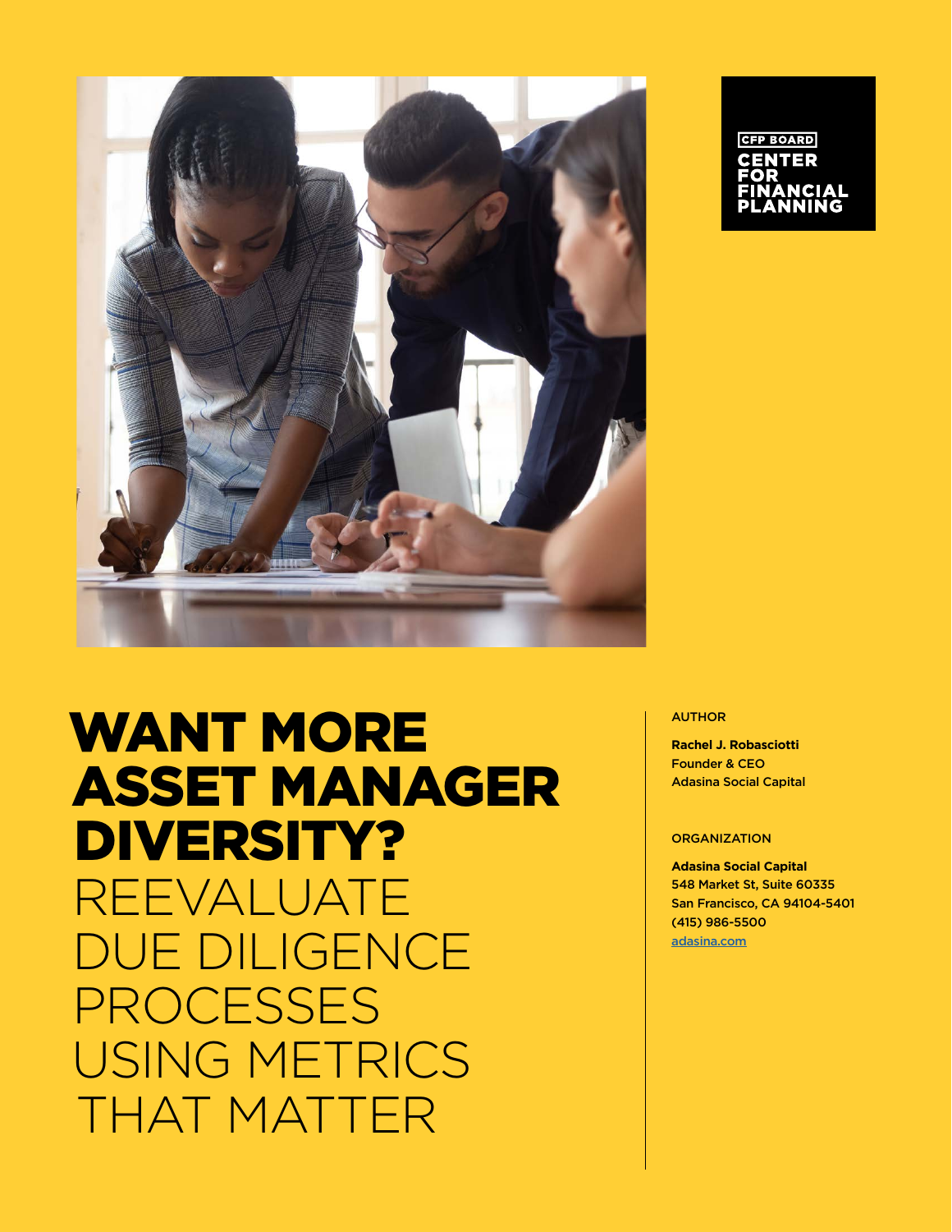CFP BOARD CENTER FOR FINANCIAL PLANNING

# WANT MORE ASSET MANAGER DIVERSITY?

## REEVALUATE DUE DILIGENCE PROCESSES USING METRICS THAT MATTER

AUTHOR

**Rachel J. Robasciotti**
Founder & CEO
Adasina Social Capital

ORGANIZATION

**Adasina Social Capital**
548 Market St, Suite 60335
San Francisco, CA 94104-5401
(415) 986-5500
adasina.com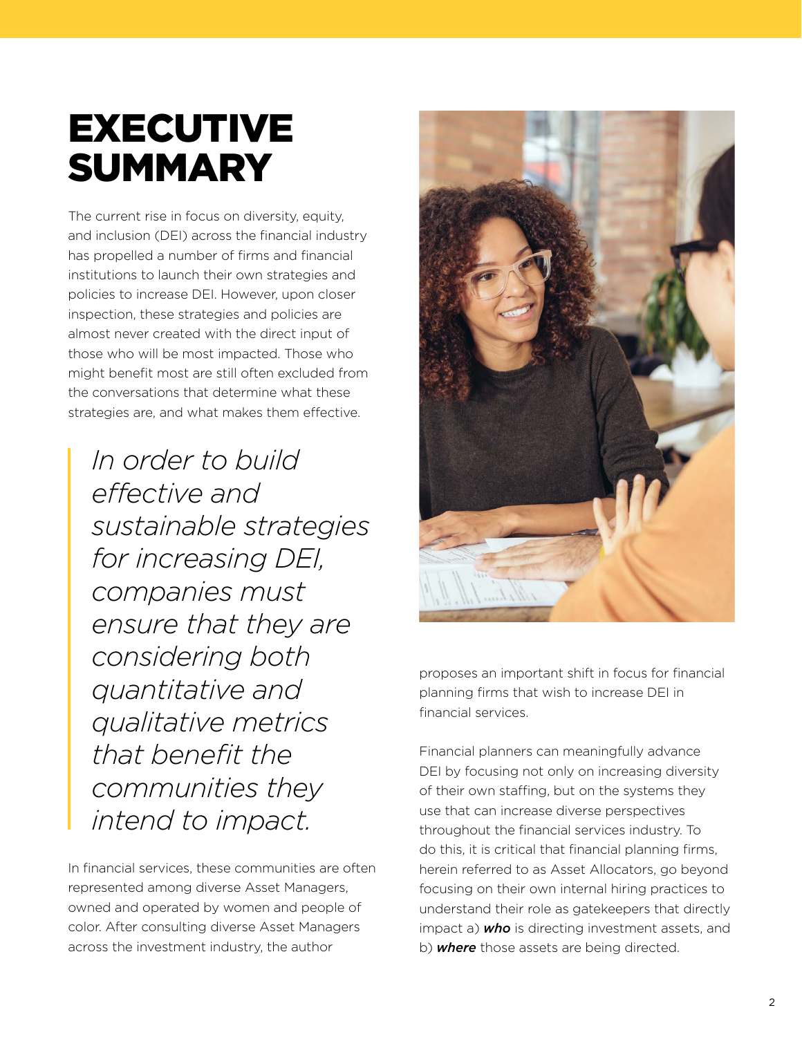# EXECUTIVE SUMMARY

The current rise in focus on diversity, equity, and inclusion (DEI) across the financial industry has propelled a number of firms and financial institutions to launch their own strategies and policies to increase DEI. However, upon closer inspection, these strategies and policies are almost never created with the direct input of those who will be most impacted. Those who might benefit most are still often excluded from the conversations that determine what these strategies are, and what makes them effective.

> *In order to build effective and sustainable strategies for increasing DEI, companies must ensure that they are considering both quantitative and qualitative metrics that benefit the communities they intend to impact.*

In financial services, these communities are often represented among diverse Asset Managers, owned and operated by women and people of color. After consulting diverse Asset Managers across the investment industry, the author proposes an important shift in focus for financial planning firms that wish to increase DEI in financial services.

Financial planners can meaningfully advance DEI by focusing not only on increasing diversity of their own staffing, but on the systems they use that can increase diverse perspectives throughout the financial services industry. To do this, it is critical that financial planning firms, herein referred to as Asset Allocators, go beyond focusing on their own internal hiring practices to understand their role as gatekeepers that directly impact a) ***who*** is directing investment assets, and b) ***where*** those assets are being directed.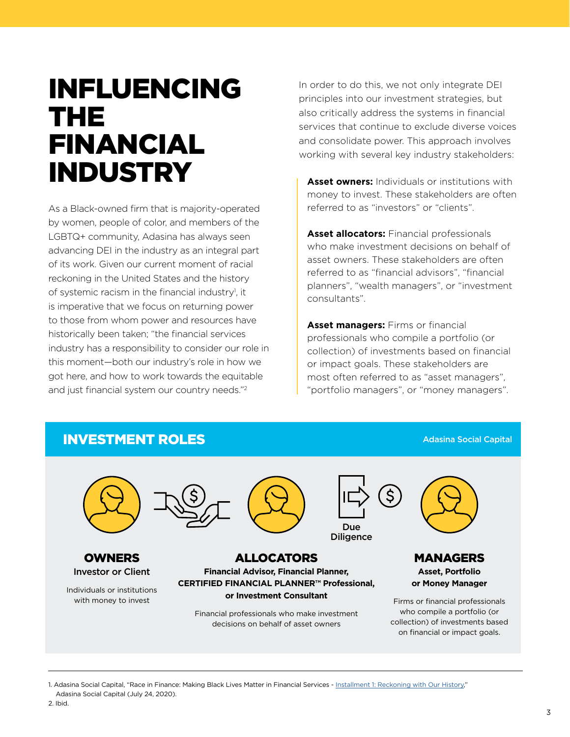# INFLUENCING THE FINANCIAL INDUSTRY

As a Black-owned firm that is majority-operated by women, people of color, and members of the LGBTQ+ community, Adasina has always seen advancing DEI in the industry as an integral part of its work. Given our current moment of racial reckoning in the United States and the history of systemic racism in the financial industry[1], it is imperative that we focus on returning power to those from whom power and resources have historically been taken; "the financial services industry has a responsibility to consider our role in this moment—both our industry's role in how we got here, and how to work towards the equitable and just financial system our country needs."[2]

In order to do this, we not only integrate DEI principles into our investment strategies, but also critically address the systems in financial services that continue to exclude diverse voices and consolidate power. This approach involves working with several key industry stakeholders:

**Asset owners:** Individuals or institutions with money to invest. These stakeholders are often referred to as "investors" or "clients".

**Asset allocators:** Financial professionals who make investment decisions on behalf of asset owners. These stakeholders are often referred to as "financial advisors", "financial planners", "wealth managers", or "investment consultants".

**Asset managers:** Firms or financial professionals who compile a portfolio (or collection) of investments based on financial or impact goals. These stakeholders are most often referred to as "asset managers", "portfolio managers", or "money managers".

## INVESTMENT ROLES

Adasina Social Capital

Due Diligence

**OWNERS**

**Investor or Client**

Individuals or institutions with money to invest

**ALLOCATORS**

**Financial Advisor, Financial Planner, CERTIFIED FINANCIAL PLANNER™ Professional, or Investment Consultant**

Financial professionals who make investment decisions on behalf of asset owners

**MANAGERS**

**Asset, Portfolio or Money Manager**

Firms or financial professionals who compile a portfolio (or collection) of investments based on financial or impact goals.

---

1. Adasina Social Capital, "Race in Finance: Making Black Lives Matter in Financial Services - Installment 1: Reckoning with Our History," Adasina Social Capital (July 24, 2020).
2. Ibid.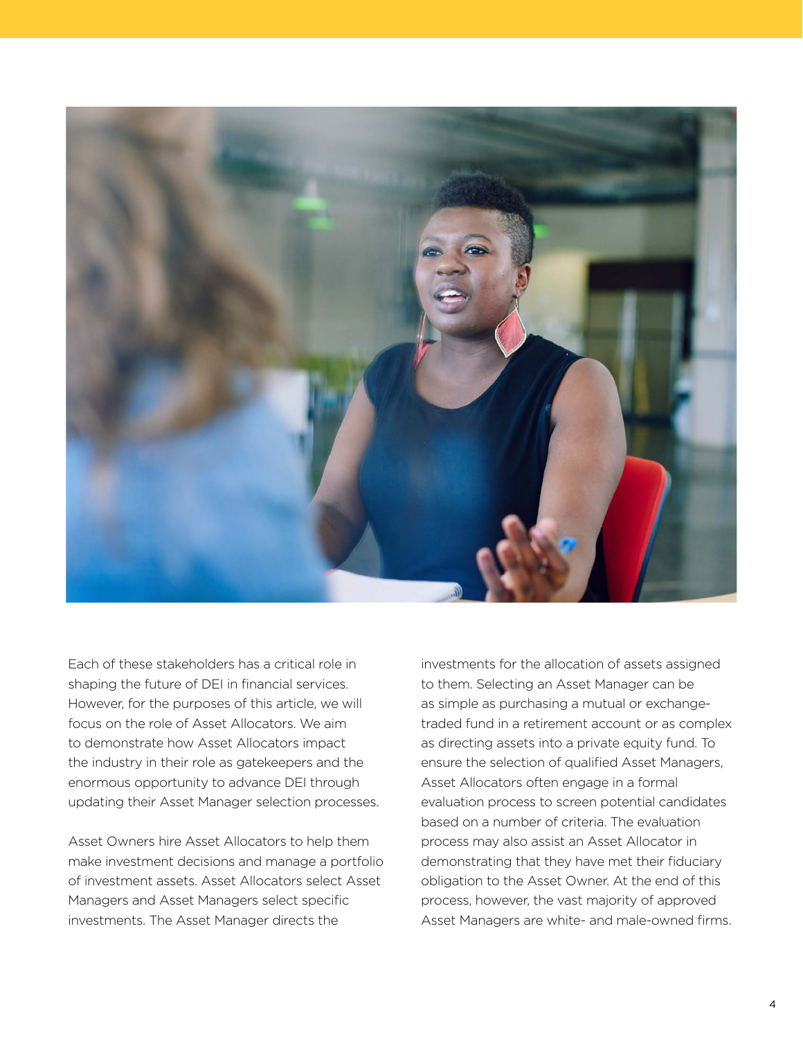Each of these stakeholders has a critical role in shaping the future of DEI in financial services. However, for the purposes of this article, we will focus on the role of Asset Allocators. We aim to demonstrate how Asset Allocators impact the industry in their role as gatekeepers and the enormous opportunity to advance DEI through updating their Asset Manager selection processes.

Asset Owners hire Asset Allocators to help them make investment decisions and manage a portfolio of investment assets. Asset Allocators select Asset Managers and Asset Managers select specific investments. The Asset Manager directs the investments for the allocation of assets assigned to them. Selecting an Asset Manager can be as simple as purchasing a mutual or exchange-traded fund in a retirement account or as complex as directing assets into a private equity fund. To ensure the selection of qualified Asset Managers, Asset Allocators often engage in a formal evaluation process to screen potential candidates based on a number of criteria. The evaluation process may also assist an Asset Allocator in demonstrating that they have met their fiduciary obligation to the Asset Owner. At the end of this process, however, the vast majority of approved Asset Managers are white- and male-owned firms.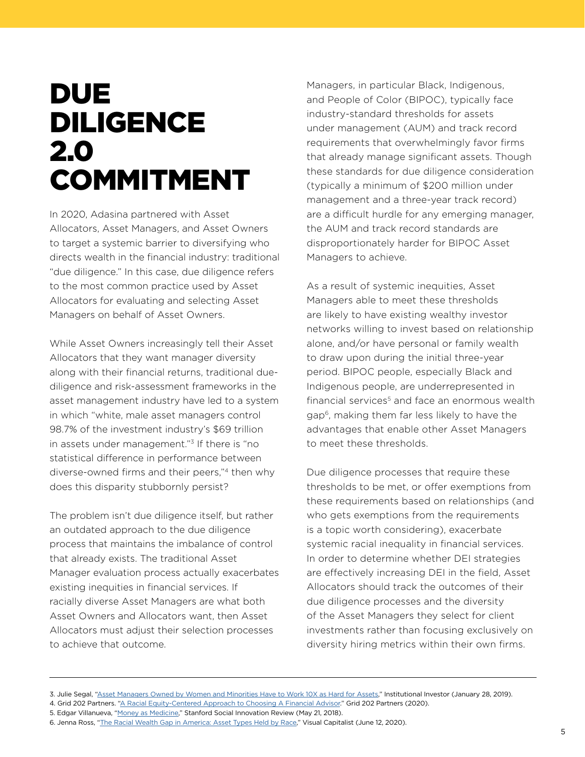# DUE DILIGENCE 2.0 COMMITMENT

In 2020, Adasina partnered with Asset Allocators, Asset Managers, and Asset Owners to target a systemic barrier to diversifying who directs wealth in the financial industry: traditional "due diligence." In this case, due diligence refers to the most common practice used by Asset Allocators for evaluating and selecting Asset Managers on behalf of Asset Owners.

While Asset Owners increasingly tell their Asset Allocators that they want manager diversity along with their financial returns, traditional due-diligence and risk-assessment frameworks in the asset management industry have led to a system in which "white, male asset managers control 98.7% of the investment industry's $69 trillion in assets under management."[3] If there is "no statistical difference in performance between diverse-owned firms and their peers,"[4] then why does this disparity stubbornly persist?

The problem isn't due diligence itself, but rather an outdated approach to the due diligence process that maintains the imbalance of control that already exists. The traditional Asset Manager evaluation process actually exacerbates existing inequities in financial services. If racially diverse Asset Managers are what both Asset Owners and Allocators want, then Asset Allocators must adjust their selection processes to achieve that outcome.

Managers, in particular Black, Indigenous, and People of Color (BIPOC), typically face industry-standard thresholds for assets under management (AUM) and track record requirements that overwhelmingly favor firms that already manage significant assets. Though these standards for due diligence consideration (typically a minimum of $200 million under management and a three-year track record) are a difficult hurdle for any emerging manager, the AUM and track record standards are disproportionately harder for BIPOC Asset Managers to achieve.

As a result of systemic inequities, Asset Managers able to meet these thresholds are likely to have existing wealthy investor networks willing to invest based on relationship alone, and/or have personal or family wealth to draw upon during the initial three-year period. BIPOC people, especially Black and Indigenous people, are underrepresented in financial services[5] and face an enormous wealth gap[6], making them far less likely to have the advantages that enable other Asset Managers to meet these thresholds.

Due diligence processes that require these thresholds to be met, or offer exemptions from these requirements based on relationships (and who gets exemptions from the requirements is a topic worth considering), exacerbate systemic racial inequality in financial services. In order to determine whether DEI strategies are effectively increasing DEI in the field, Asset Allocators should track the outcomes of their due diligence processes and the diversity of the Asset Managers they select for client investments rather than focusing exclusively on diversity hiring metrics within their own firms.

---

3. Julie Segal, "Asset Managers Owned by Women and Minorities Have to Work 10X as Hard for Assets," Institutional Investor (January 28, 2019).
4. Grid 202 Partners. "A Racial Equity-Centered Approach to Choosing A Financial Advisor." Grid 202 Partners (2020).
5. Edgar Villanueva, "Money as Medicine," Stanford Social Innovation Review (May 21, 2018).
6. Jenna Ross, "The Racial Wealth Gap in America: Asset Types Held by Race," Visual Capitalist (June 12, 2020).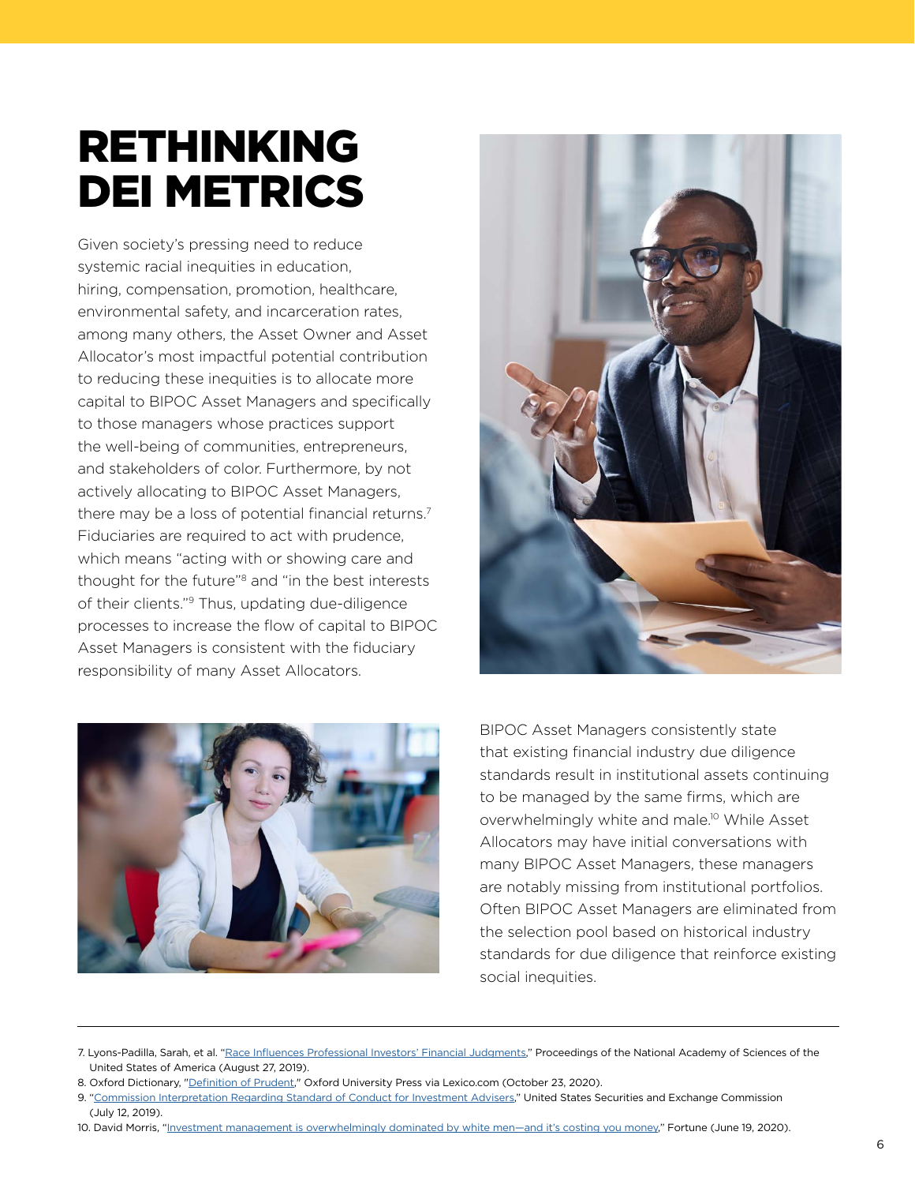# RETHINKING DEI METRICS

Given society's pressing need to reduce systemic racial inequities in education, hiring, compensation, promotion, healthcare, environmental safety, and incarceration rates, among many others, the Asset Owner and Asset Allocator's most impactful potential contribution to reducing these inequities is to allocate more capital to BIPOC Asset Managers and specifically to those managers whose practices support the well-being of communities, entrepreneurs, and stakeholders of color. Furthermore, by not actively allocating to BIPOC Asset Managers, there may be a loss of potential financial returns.[7] Fiduciaries are required to act with prudence, which means "acting with or showing care and thought for the future"[8] and "in the best interests of their clients."[9] Thus, updating due-diligence processes to increase the flow of capital to BIPOC Asset Managers is consistent with the fiduciary responsibility of many Asset Allocators.

BIPOC Asset Managers consistently state that existing financial industry due diligence standards result in institutional assets continuing to be managed by the same firms, which are overwhelmingly white and male.[10] While Asset Allocators may have initial conversations with many BIPOC Asset Managers, these managers are notably missing from institutional portfolios. Often BIPOC Asset Managers are eliminated from the selection pool based on historical industry standards for due diligence that reinforce existing social inequities.

---

7. Lyons-Padilla, Sarah, et al. "Race Influences Professional Investors' Financial Judgments," Proceedings of the National Academy of Sciences of the United States of America (August 27, 2019).
8. Oxford Dictionary, "Definition of Prudent," Oxford University Press via Lexico.com (October 23, 2020).
9. "Commission Interpretation Regarding Standard of Conduct for Investment Advisers," United States Securities and Exchange Commission (July 12, 2019).
10. David Morris, "Investment management is overwhelmingly dominated by white men—and it's costing you money," Fortune (June 19, 2020).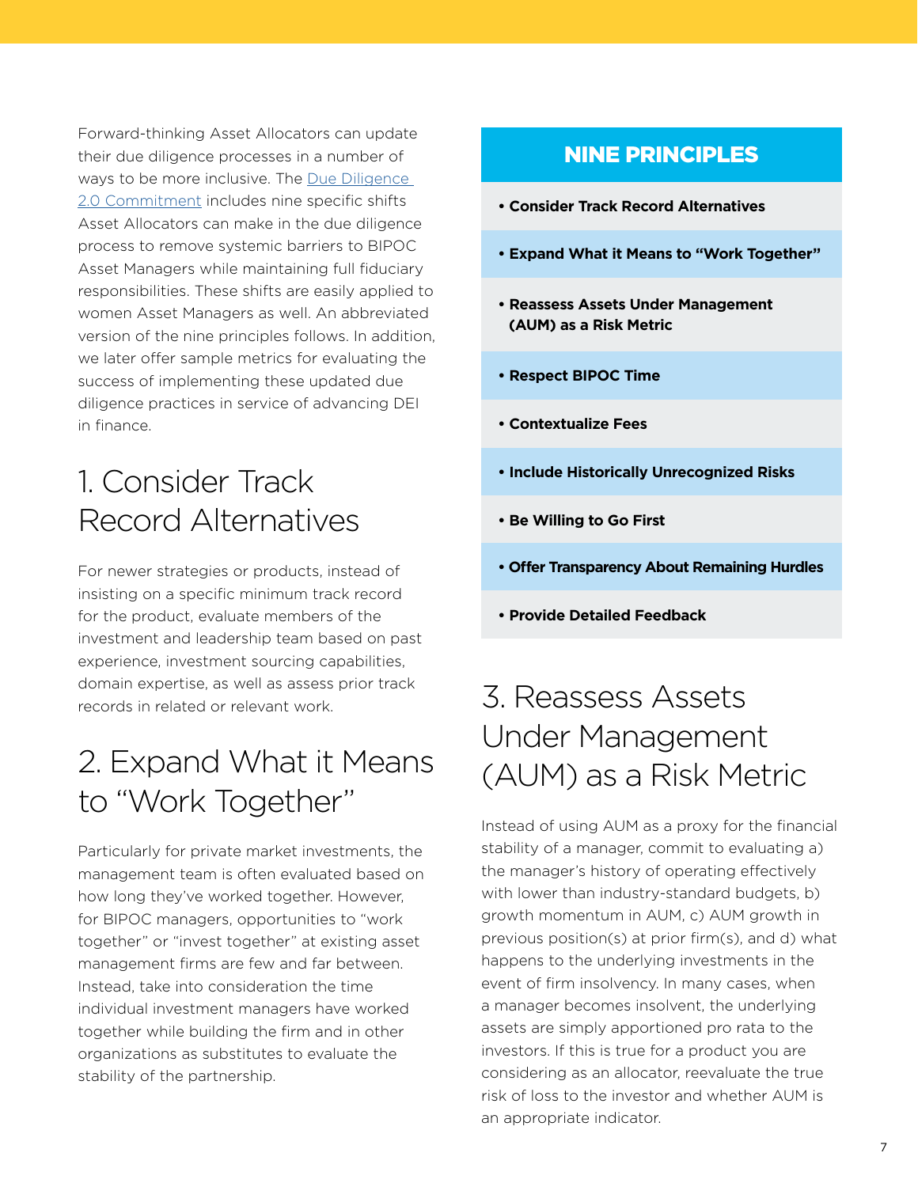Forward-thinking Asset Allocators can update their due diligence processes in a number of ways to be more inclusive. The [Due Diligence 2.0 Commitment] includes nine specific shifts Asset Allocators can make in the due diligence process to remove systemic barriers to BIPOC Asset Managers while maintaining full fiduciary responsibilities. These shifts are easily applied to women Asset Managers as well. An abbreviated version of the nine principles follows. In addition, we later offer sample metrics for evaluating the success of implementing these updated due diligence practices in service of advancing DEI in finance.

## NINE PRINCIPLES

- **Consider Track Record Alternatives**
- **Expand What it Means to "Work Together"**
- **Reassess Assets Under Management (AUM) as a Risk Metric**
- **Respect BIPOC Time**
- **Contextualize Fees**
- **Include Historically Unrecognized Risks**
- **Be Willing to Go First**
- **Offer Transparency About Remaining Hurdles**
- **Provide Detailed Feedback**

## 1. Consider Track Record Alternatives

For newer strategies or products, instead of insisting on a specific minimum track record for the product, evaluate members of the investment and leadership team based on past experience, investment sourcing capabilities, domain expertise, as well as assess prior track records in related or relevant work.

## 2. Expand What it Means to "Work Together"

Particularly for private market investments, the management team is often evaluated based on how long they've worked together. However, for BIPOC managers, opportunities to "work together" or "invest together" at existing asset management firms are few and far between. Instead, take into consideration the time individual investment managers have worked together while building the firm and in other organizations as substitutes to evaluate the stability of the partnership.

## 3. Reassess Assets Under Management (AUM) as a Risk Metric

Instead of using AUM as a proxy for the financial stability of a manager, commit to evaluating a) the manager's history of operating effectively with lower than industry-standard budgets, b) growth momentum in AUM, c) AUM growth in previous position(s) at prior firm(s), and d) what happens to the underlying investments in the event of firm insolvency. In many cases, when a manager becomes insolvent, the underlying assets are simply apportioned pro rata to the investors. If this is true for a product you are considering as an allocator, reevaluate the true risk of loss to the investor and whether AUM is an appropriate indicator.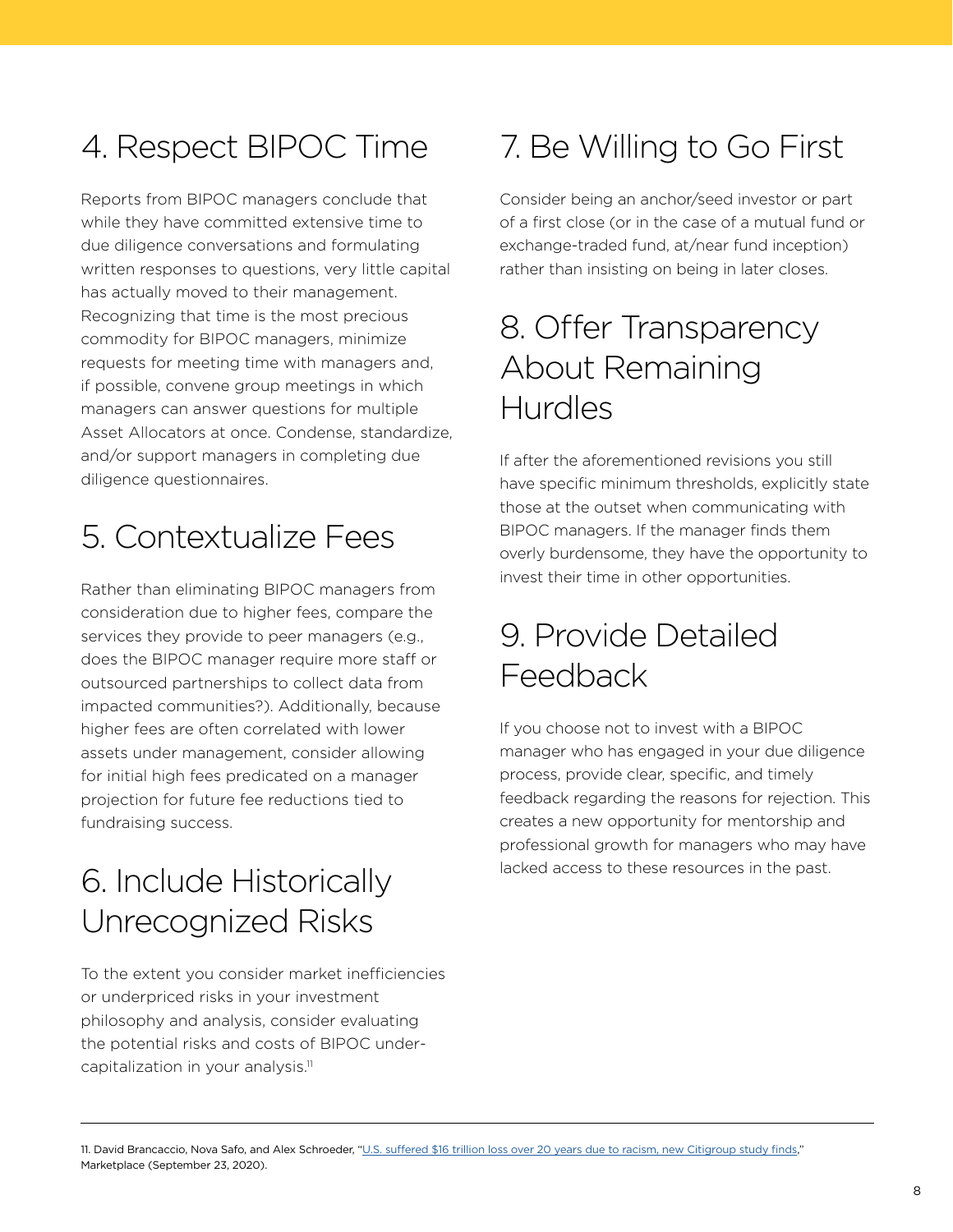## 4. Respect BIPOC Time

Reports from BIPOC managers conclude that while they have committed extensive time to due diligence conversations and formulating written responses to questions, very little capital has actually moved to their management. Recognizing that time is the most precious commodity for BIPOC managers, minimize requests for meeting time with managers and, if possible, convene group meetings in which managers can answer questions for multiple Asset Allocators at once. Condense, standardize, and/or support managers in completing due diligence questionnaires.

## 5. Contextualize Fees

Rather than eliminating BIPOC managers from consideration due to higher fees, compare the services they provide to peer managers (e.g., does the BIPOC manager require more staff or outsourced partnerships to collect data from impacted communities?). Additionally, because higher fees are often correlated with lower assets under management, consider allowing for initial high fees predicated on a manager projection for future fee reductions tied to fundraising success.

## 6. Include Historically Unrecognized Risks

To the extent you consider market inefficiencies or underpriced risks in your investment philosophy and analysis, consider evaluating the potential risks and costs of BIPOC under-capitalization in your analysis.[11]

## 7. Be Willing to Go First

Consider being an anchor/seed investor or part of a first close (or in the case of a mutual fund or exchange-traded fund, at/near fund inception) rather than insisting on being in later closes.

## 8. Offer Transparency About Remaining Hurdles

If after the aforementioned revisions you still have specific minimum thresholds, explicitly state those at the outset when communicating with BIPOC managers. If the manager finds them overly burdensome, they have the opportunity to invest their time in other opportunities.

## 9. Provide Detailed Feedback

If you choose not to invest with a BIPOC manager who has engaged in your due diligence process, provide clear, specific, and timely feedback regarding the reasons for rejection. This creates a new opportunity for mentorship and professional growth for managers who may have lacked access to these resources in the past.

---

11. David Brancaccio, Nova Safo, and Alex Schroeder, "U.S. suffered $16 trillion loss over 20 years due to racism, new Citigroup study finds," Marketplace (September 23, 2020).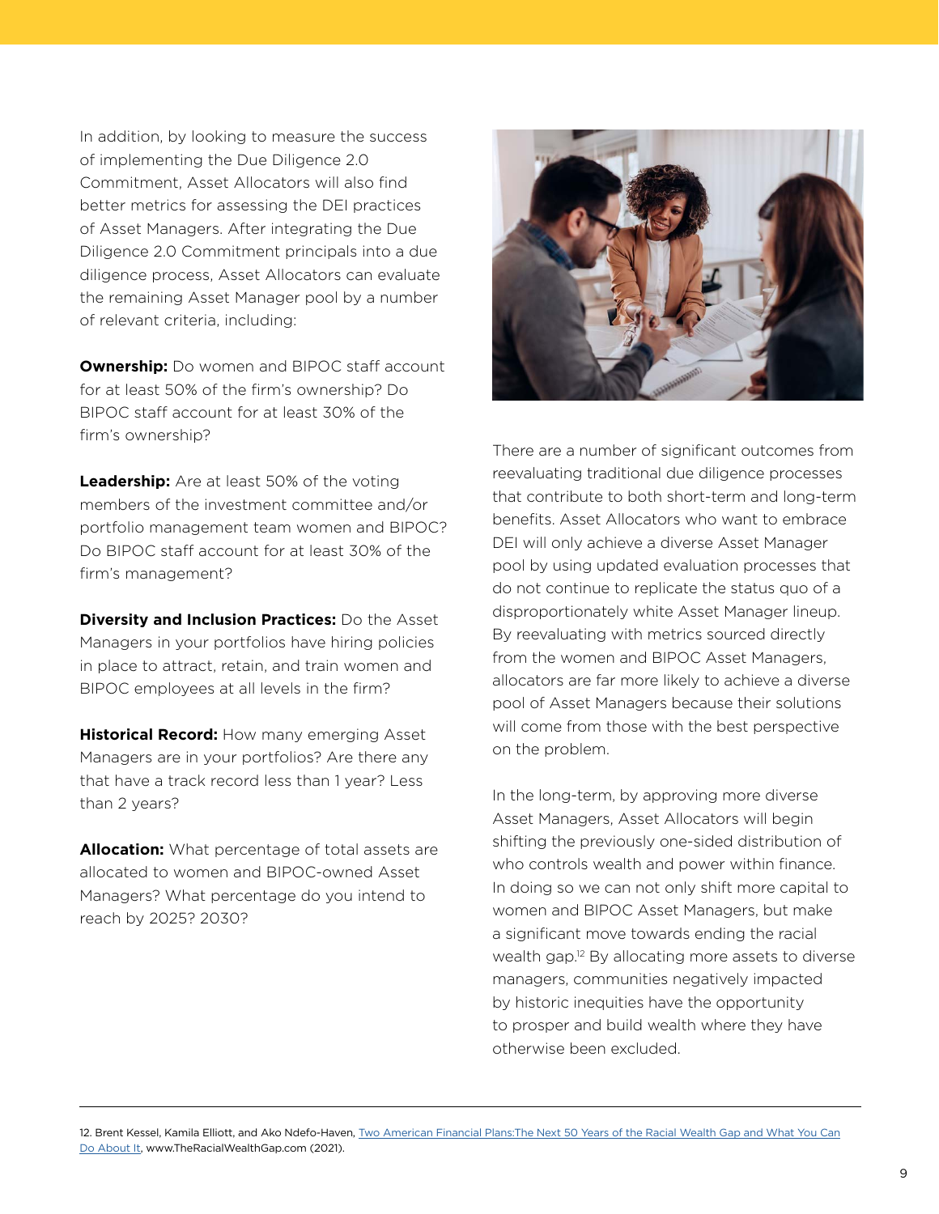In addition, by looking to measure the success of implementing the Due Diligence 2.0 Commitment, Asset Allocators will also find better metrics for assessing the DEI practices of Asset Managers. After integrating the Due Diligence 2.0 Commitment principals into a due diligence process, Asset Allocators can evaluate the remaining Asset Manager pool by a number of relevant criteria, including:

**Ownership:** Do women and BIPOC staff account for at least 50% of the firm's ownership? Do BIPOC staff account for at least 30% of the firm's ownership?

**Leadership:** Are at least 50% of the voting members of the investment committee and/or portfolio management team women and BIPOC? Do BIPOC staff account for at least 30% of the firm's management?

**Diversity and Inclusion Practices:** Do the Asset Managers in your portfolios have hiring policies in place to attract, retain, and train women and BIPOC employees at all levels in the firm?

**Historical Record:** How many emerging Asset Managers are in your portfolios? Are there any that have a track record less than 1 year? Less than 2 years?

**Allocation:** What percentage of total assets are allocated to women and BIPOC-owned Asset Managers? What percentage do you intend to reach by 2025? 2030?

There are a number of significant outcomes from reevaluating traditional due diligence processes that contribute to both short-term and long-term benefits. Asset Allocators who want to embrace DEI will only achieve a diverse Asset Manager pool by using updated evaluation processes that do not continue to replicate the status quo of a disproportionately white Asset Manager lineup. By reevaluating with metrics sourced directly from the women and BIPOC Asset Managers, allocators are far more likely to achieve a diverse pool of Asset Managers because their solutions will come from those with the best perspective on the problem.

In the long-term, by approving more diverse Asset Managers, Asset Allocators will begin shifting the previously one-sided distribution of who controls wealth and power within finance. In doing so we can not only shift more capital to women and BIPOC Asset Managers, but make a significant move towards ending the racial wealth gap.[12] By allocating more assets to diverse managers, communities negatively impacted by historic inequities have the opportunity to prosper and build wealth where they have otherwise been excluded.

---

12. Brent Kessel, Kamila Elliott, and Ako Ndefo-Haven, Two American Financial Plans:The Next 50 Years of the Racial Wealth Gap and What You Can Do About It, www.TheRacialWealthGap.com (2021).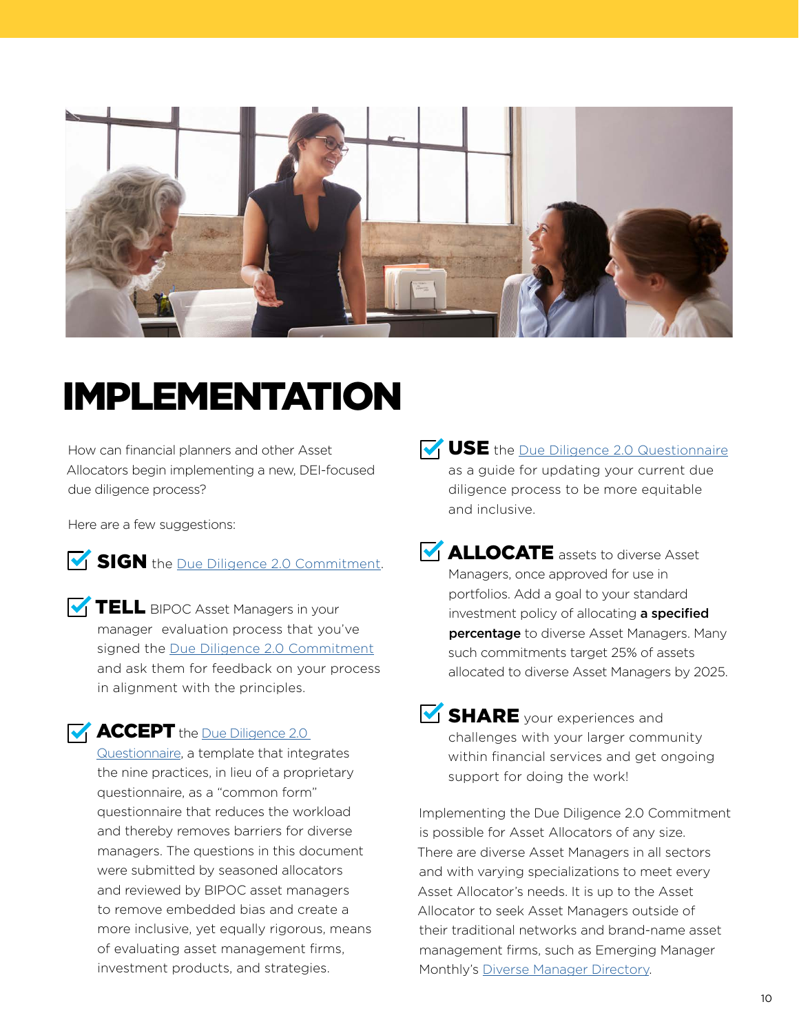# IMPLEMENTATION

How can financial planners and other Asset Allocators begin implementing a new, DEI-focused due diligence process?

Here are a few suggestions:

- **SIGN** the Due Diligence 2.0 Commitment.

- **TELL** BIPOC Asset Managers in your manager evaluation process that you've signed the Due Diligence 2.0 Commitment and ask them for feedback on your process in alignment with the principles.

- **ACCEPT** the Due Diligence 2.0 Questionnaire, a template that integrates the nine practices, in lieu of a proprietary questionnaire, as a "common form" questionnaire that reduces the workload and thereby removes barriers for diverse managers. The questions in this document were submitted by seasoned allocators and reviewed by BIPOC asset managers to remove embedded bias and create a more inclusive, yet equally rigorous, means of evaluating asset management firms, investment products, and strategies.

- **USE** the Due Diligence 2.0 Questionnaire as a guide for updating your current due diligence process to be more equitable and inclusive.

- **ALLOCATE** assets to diverse Asset Managers, once approved for use in portfolios. Add a goal to your standard investment policy of allocating **a specified percentage** to diverse Asset Managers. Many such commitments target 25% of assets allocated to diverse Asset Managers by 2025.

- **SHARE** your experiences and challenges with your larger community within financial services and get ongoing support for doing the work!

Implementing the Due Diligence 2.0 Commitment is possible for Asset Allocators of any size. There are diverse Asset Managers in all sectors and with varying specializations to meet every Asset Allocator's needs. It is up to the Asset Allocator to seek Asset Managers outside of their traditional networks and brand-name asset management firms, such as Emerging Manager Monthly's Diverse Manager Directory.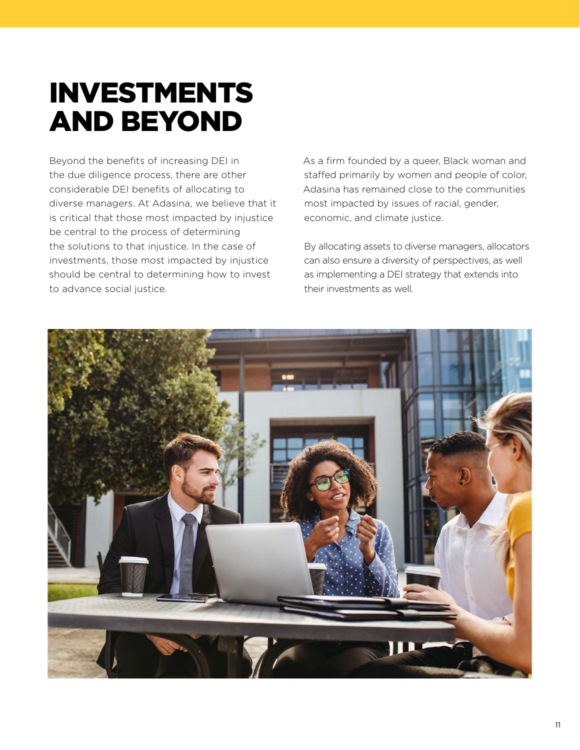# INVESTMENTS AND BEYOND

Beyond the benefits of increasing DEI in the due diligence process, there are other considerable DEI benefits of allocating to diverse managers. At Adasina, we believe that it is critical that those most impacted by injustice be central to the process of determining the solutions to that injustice. In the case of investments, those most impacted by injustice should be central to determining how to invest to advance social justice.

As a firm founded by a queer, Black woman and staffed primarily by women and people of color, Adasina has remained close to the communities most impacted by issues of racial, gender, economic, and climate justice.

By allocating assets to diverse managers, allocators can also ensure a diversity of perspectives, as well as implementing a DEI strategy that extends into their investments as well.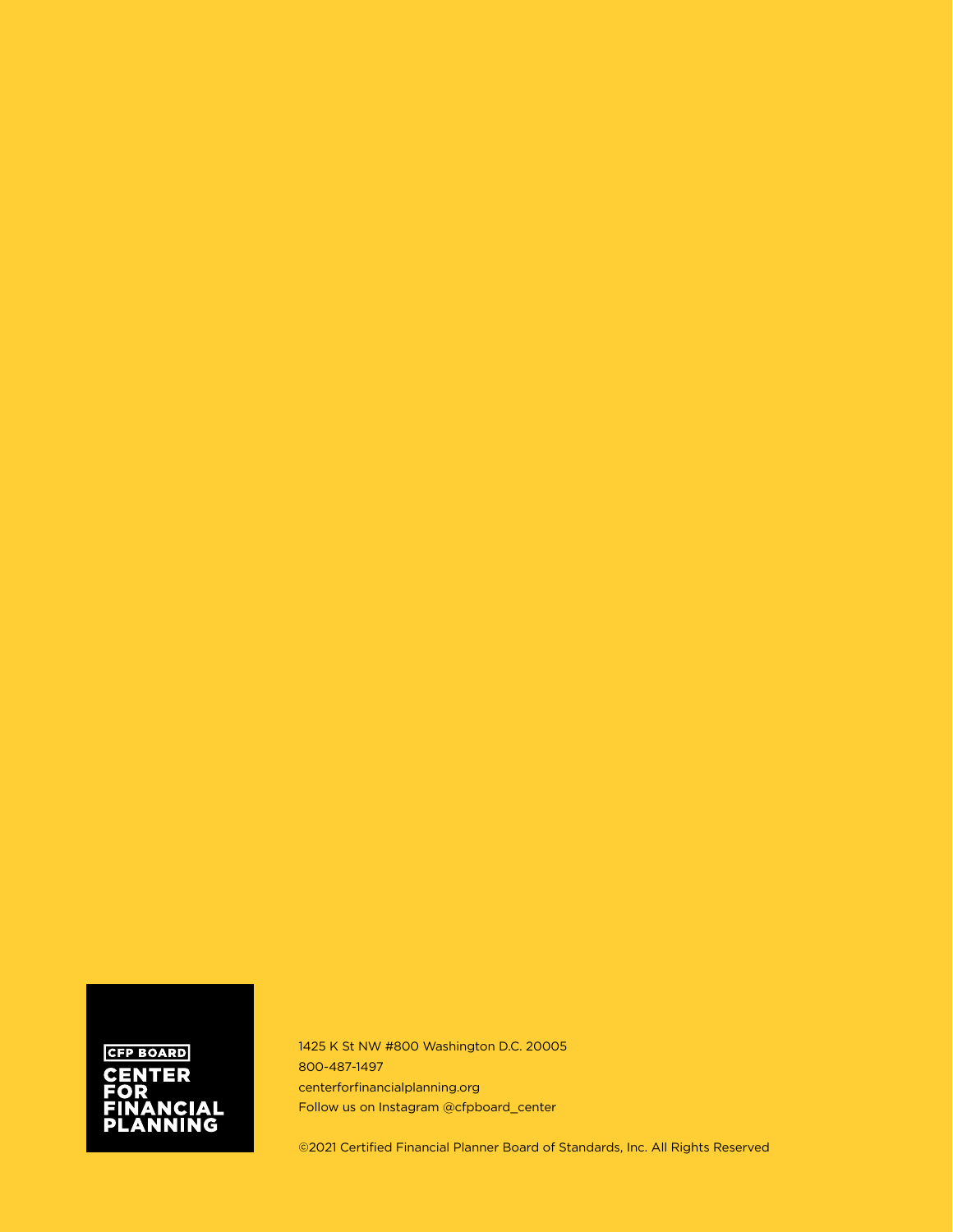CFP BOARD

CENTER FOR FINANCIAL PLANNING

1425 K St NW #800 Washington D.C. 20005
800-487-1497
centerforfinancialplanning.org
Follow us on Instagram @cfpboard_center

©2021 Certified Financial Planner Board of Standards, Inc. All Rights Reserved